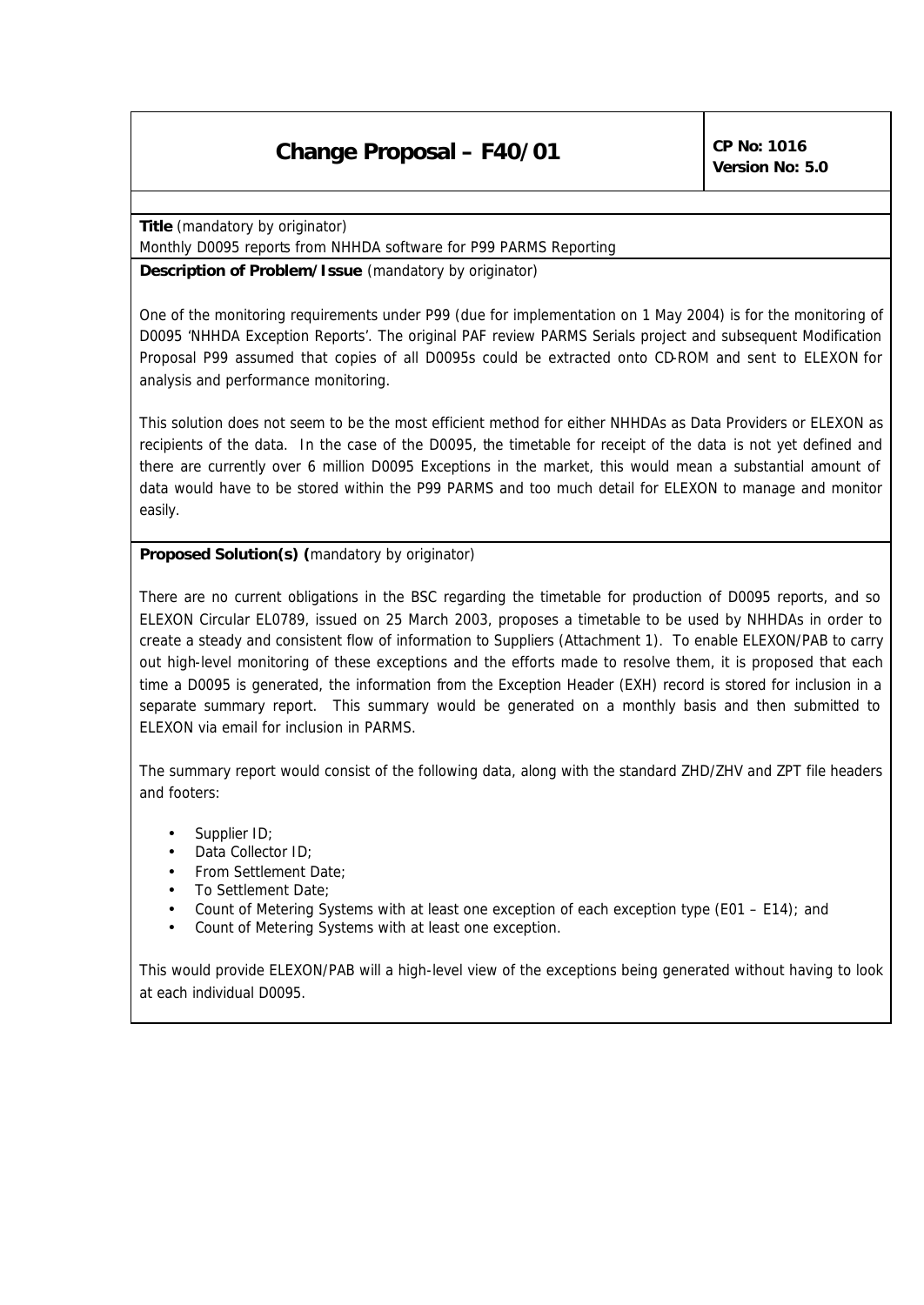# Change Proposal – F40/01

**CP No: 1016**
**Version No: 5.0**

**Title** (mandatory by originator)
Monthly D0095 reports from NHHDA software for P99 PARMS Reporting

**Description of Problem/Issue** (mandatory by originator)

One of the monitoring requirements under P99 (due for implementation on 1 May 2004) is for the monitoring of D0095 'NHHDA Exception Reports'. The original PAF review PARMS Serials project and subsequent Modification Proposal P99 assumed that copies of all D0095s could be extracted onto CD-ROM and sent to ELEXON for analysis and performance monitoring.

This solution does not seem to be the most efficient method for either NHHDAs as Data Providers or ELEXON as recipients of the data. In the case of the D0095, the timetable for receipt of the data is not yet defined and there are currently over 6 million D0095 Exceptions in the market, this would mean a substantial amount of data would have to be stored within the P99 PARMS and too much detail for ELEXON to manage and monitor easily.

**Proposed Solution(s) (**mandatory by originator)

There are no current obligations in the BSC regarding the timetable for production of D0095 reports, and so ELEXON Circular EL0789, issued on 25 March 2003, proposes a timetable to be used by NHHDAs in order to create a steady and consistent flow of information to Suppliers (Attachment 1). To enable ELEXON/PAB to carry out high-level monitoring of these exceptions and the efforts made to resolve them, it is proposed that each time a D0095 is generated, the information from the Exception Header (EXH) record is stored for inclusion in a separate summary report. This summary would be generated on a monthly basis and then submitted to ELEXON via email for inclusion in PARMS.

The summary report would consist of the following data, along with the standard ZHD/ZHV and ZPT file headers and footers:

- Supplier ID;
- Data Collector ID;
- From Settlement Date;
- To Settlement Date;
- Count of Metering Systems with at least one exception of each exception type (E01 – E14); and
- Count of Metering Systems with at least one exception.

This would provide ELEXON/PAB will a high-level view of the exceptions being generated without having to look at each individual D0095.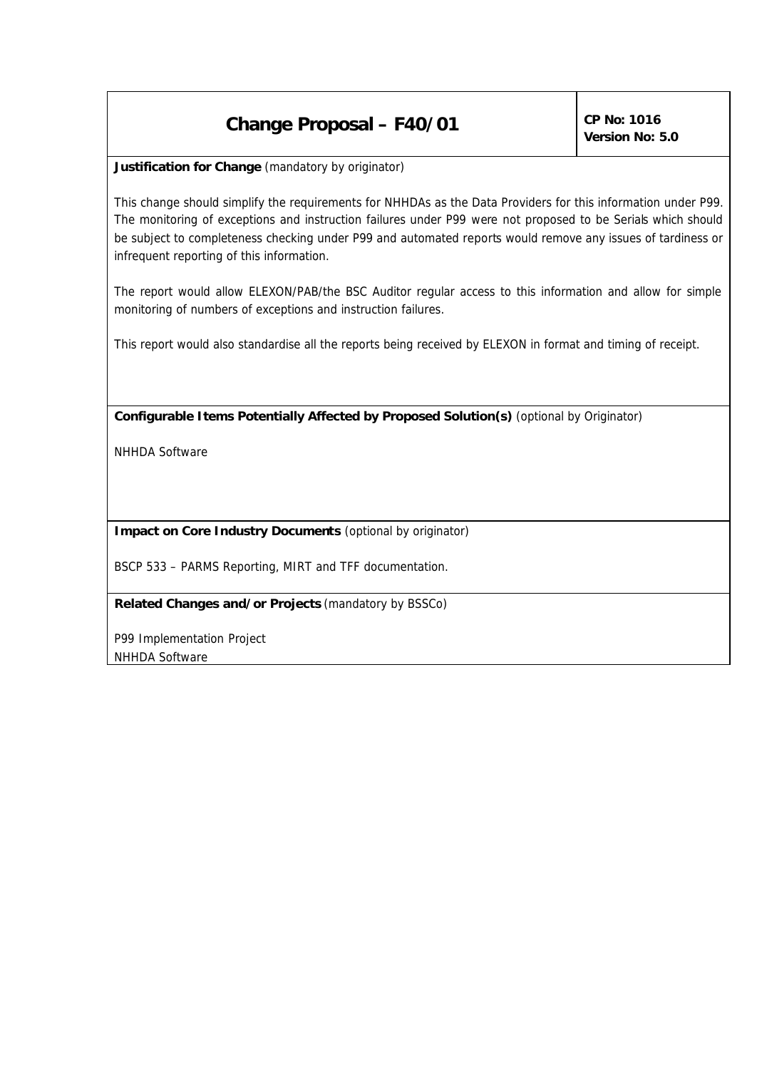# Change Proposal – F40/01

**CP No: 1016**
**Version No: 5.0**

**Justification for Change** (mandatory by originator)

This change should simplify the requirements for NHHDAs as the Data Providers for this information under P99. The monitoring of exceptions and instruction failures under P99 were not proposed to be Serials which should be subject to completeness checking under P99 and automated reports would remove any issues of tardiness or infrequent reporting of this information.

The report would allow ELEXON/PAB/the BSC Auditor regular access to this information and allow for simple monitoring of numbers of exceptions and instruction failures.

This report would also standardise all the reports being received by ELEXON in format and timing of receipt.

**Configurable Items Potentially Affected by Proposed Solution(s)** (optional by Originator)

NHHDA Software

**Impact on Core Industry Documents** (optional by originator)

BSCP 533 – PARMS Reporting, MIRT and TFF documentation.

**Related Changes and/or Projects** (mandatory by BSSCo)

P99 Implementation Project
NHHDA Software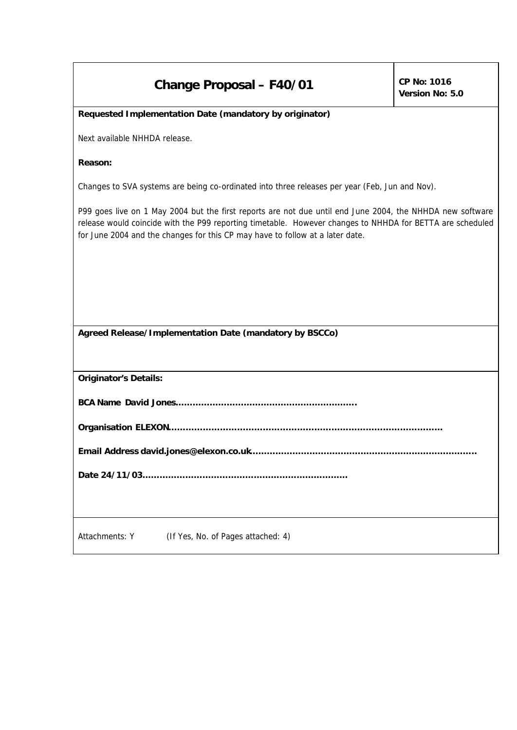# Change Proposal – F40/01

**CP No: 1016**
**Version No: 5.0**

**Requested Implementation Date (mandatory by originator)**

Next available NHHDA release.

**Reason:**

Changes to SVA systems are being co-ordinated into three releases per year (Feb, Jun and Nov).

P99 goes live on 1 May 2004 but the first reports are not due until end June 2004, the NHHDA new software release would coincide with the P99 reporting timetable. However changes to NHHDA for BETTA are scheduled for June 2004 and the changes for this CP may have to follow at a later date.

**Agreed Release/Implementation Date (mandatory by BSCCo)**

**Originator's Details:**

**BCA Name David Jones……………………………………………………..**

**Organisation ELEXON……………………………………………………………………………….**

**Email Address david.jones@elexon.co.uk…………………………………………………………………..**

**Date 24/11/03……………………………………………………………**

Attachments: Y (If Yes, No. of Pages attached: 4)